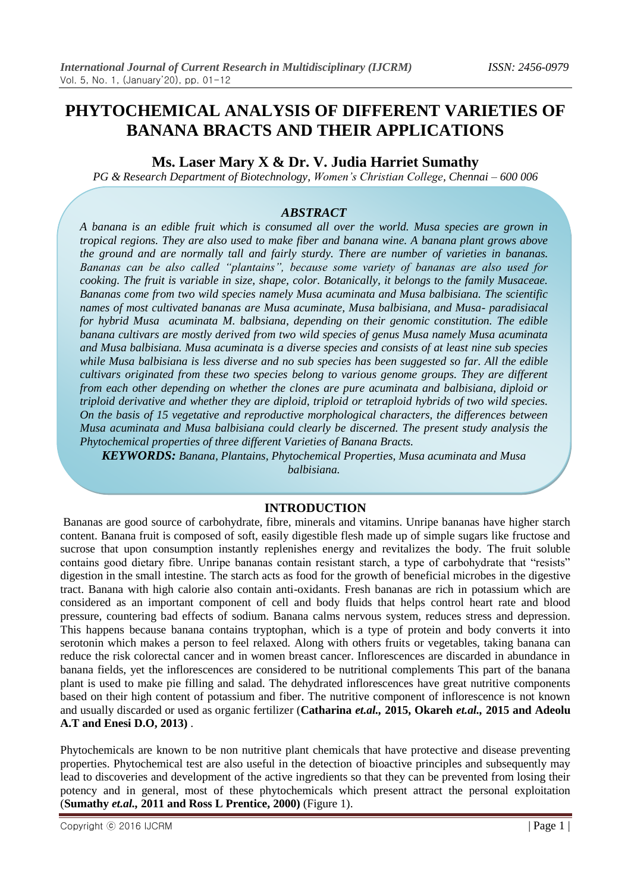# PHYTOCHEMICAL ANALYSIS OF DIFFERENT VARIETIES OF BANANA BRACTS AND THEIR APPLICATIONS

## Ms. Laser Mary X & Dr. V. Judia Harriet Sumathy

*PG & Research Department of Biotechnology, Women's Christian College, Chennai – 600 006*

### *ABSTRACT*

*A banana is an edible fruit which is consumed all over the world. Musa species are grown in tropical regions. They are also used to make fiber and banana wine. A banana plant grows above the ground and are normally tall and fairly sturdy. There are number of varieties in bananas. Bananas can be also called "plantains", because some variety of bananas are also used for cooking. The fruit is variable in size, shape, color. Botanically, it belongs to the family Musaceae. Bananas come from two wild species namely Musa acuminata and Musa balbisiana. The scientific names of most cultivated bananas are Musa acuminate, Musa balbisiana, and Musa- paradisiacal for hybrid Musa acuminata M. balbsiana, depending on their genomic constitution. The edible banana cultivars are mostly derived from two wild species of genus Musa namely Musa acuminata and Musa balbisiana. Musa acuminata is a diverse species and consists of at least nine sub species while Musa balbisiana is less diverse and no sub species has been suggested so far. All the edible cultivars originated from these two species belong to various genome groups. They are different from each other depending on whether the clones are pure acuminata and balbisiana, diploid or triploid derivative and whether they are diploid, triploid or tetraploid hybrids of two wild species. On the basis of 15 vegetative and reproductive morphological characters, the differences between Musa acuminata and Musa balbisiana could clearly be discerned. The present study analysis the Phytochemical properties of three different Varieties of Banana Bracts.*

***KEYWORDS:*** *Banana, Plantains, Phytochemical Properties, Musa acuminata and Musa balbisiana.*

## INTRODUCTION

Bananas are good source of carbohydrate, fibre, minerals and vitamins. Unripe bananas have higher starch content. Banana fruit is composed of soft, easily digestible flesh made up of simple sugars like fructose and sucrose that upon consumption instantly replenishes energy and revitalizes the body. The fruit soluble contains good dietary fibre. Unripe bananas contain resistant starch, a type of carbohydrate that "resists" digestion in the small intestine. The starch acts as food for the growth of beneficial microbes in the digestive tract. Banana with high calorie also contain anti-oxidants. Fresh bananas are rich in potassium which are considered as an important component of cell and body fluids that helps control heart rate and blood pressure, countering bad effects of sodium. Banana calms nervous system, reduces stress and depression. This happens because banana contains tryptophan, which is a type of protein and body converts it into serotonin which makes a person to feel relaxed. Along with others fruits or vegetables, taking banana can reduce the risk colorectal cancer and in women breast cancer. Inflorescences are discarded in abundance in banana fields, yet the inflorescences are considered to be nutritional complements This part of the banana plant is used to make pie filling and salad. The dehydrated inflorescences have great nutritive components based on their high content of potassium and fiber. The nutritive component of inflorescence is not known and usually discarded or used as organic fertilizer (**Catharina *et.al.,* 2015, Okareh *et.al.,* 2015 and Adeolu A.T and Enesi D.O, 2013)** .

Phytochemicals are known to be non nutritive plant chemicals that have protective and disease preventing properties. Phytochemical test are also useful in the detection of bioactive principles and subsequently may lead to discoveries and development of the active ingredients so that they can be prevented from losing their potency and in general, most of these phytochemicals which present attract the personal exploitation (**Sumathy *et.al.,* 2011 and Ross L Prentice, 2000)** (Figure 1).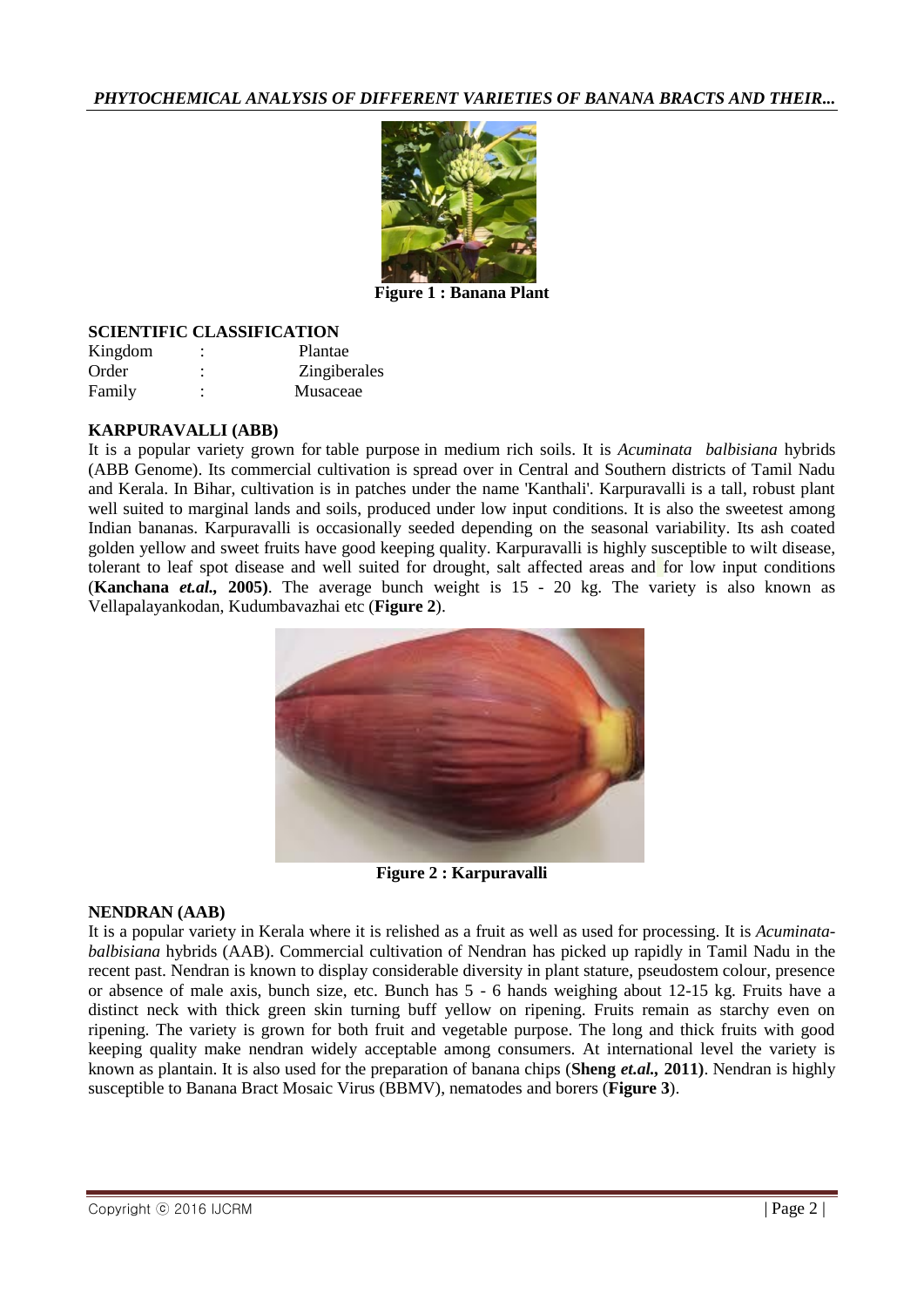**Figure 1 : Banana Plant**

## SCIENTIFIC CLASSIFICATION

| | | |
|---|---|---|
| Kingdom | : | Plantae |
| Order | : | Zingiberales |
| Family | : | Musaceae |

## KARPURAVALLI (ABB)

It is a popular variety grown for table purpose in medium rich soils. It is *Acuminata balbisiana* hybrids (ABB Genome). Its commercial cultivation is spread over in Central and Southern districts of Tamil Nadu and Kerala. In Bihar, cultivation is in patches under the name 'Kanthali'. Karpuravalli is a tall, robust plant well suited to marginal lands and soils, produced under low input conditions. It is also the sweetest among Indian bananas. Karpuravalli is occasionally seeded depending on the seasonal variability. Its ash coated golden yellow and sweet fruits have good keeping quality. Karpuravalli is highly susceptible to wilt disease, tolerant to leaf spot disease and well suited for drought, salt affected areas and for low input conditions (**Kanchana *et.al.,* 2005)**. The average bunch weight is 15 - 20 kg. The variety is also known as Vellapalayankodan, Kudumbavazhai etc (**Figure 2**).

**Figure 2 : Karpuravalli**

## NENDRAN (AAB)

It is a popular variety in Kerala where it is relished as a fruit as well as used for processing. It is *Acuminata-balbisiana* hybrids (AAB). Commercial cultivation of Nendran has picked up rapidly in Tamil Nadu in the recent past. Nendran is known to display considerable diversity in plant stature, pseudostem colour, presence or absence of male axis, bunch size, etc. Bunch has 5 - 6 hands weighing about 12-15 kg. Fruits have a distinct neck with thick green skin turning buff yellow on ripening. Fruits remain as starchy even on ripening. The variety is grown for both fruit and vegetable purpose. The long and thick fruits with good keeping quality make nendran widely acceptable among consumers. At international level the variety is known as plantain. It is also used for the preparation of banana chips (**Sheng *et.al.,* 2011)**. Nendran is highly susceptible to Banana Bract Mosaic Virus (BBMV), nematodes and borers (**Figure 3**).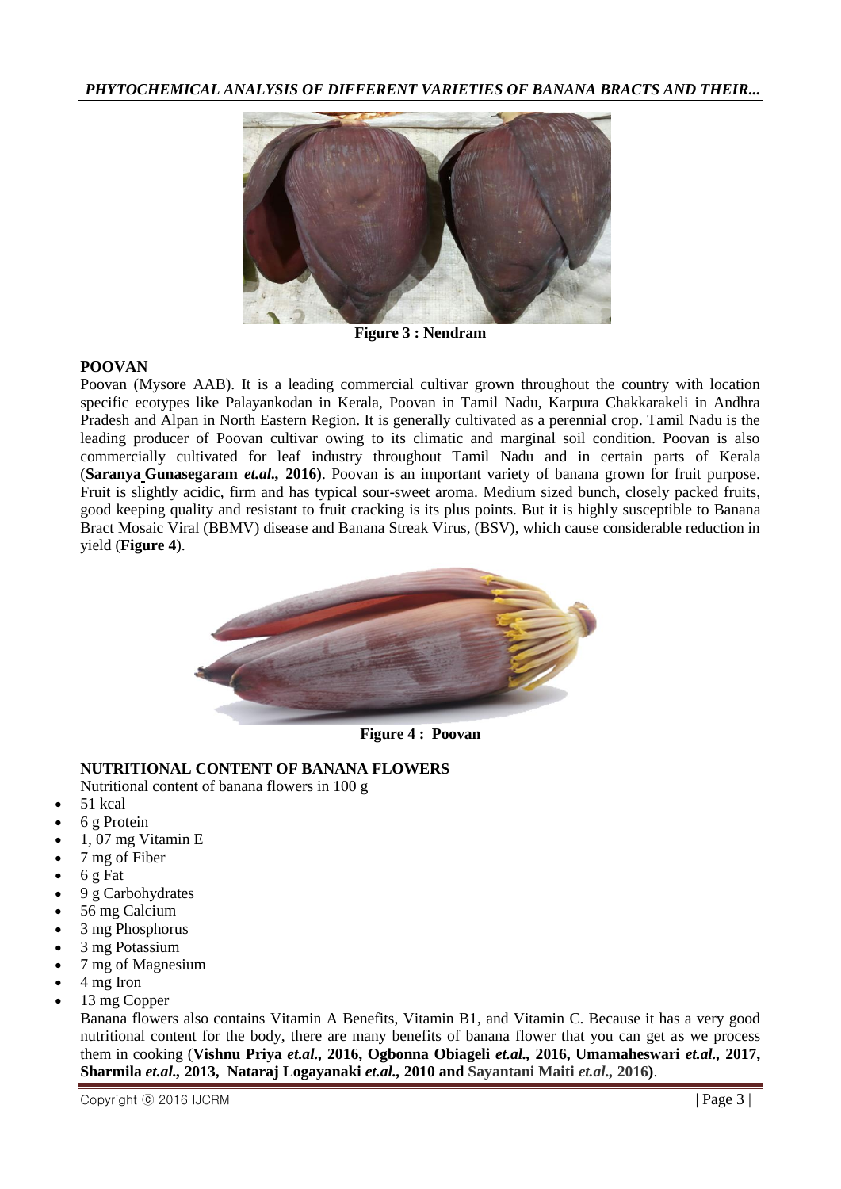**Figure 3 : Nendram**

## POOVAN

Poovan (Mysore AAB). It is a leading commercial cultivar grown throughout the country with location specific ecotypes like Palayankodan in Kerala, Poovan in Tamil Nadu, Karpura Chakkarakeli in Andhra Pradesh and Alpan in North Eastern Region. It is generally cultivated as a perennial crop. Tamil Nadu is the leading producer of Poovan cultivar owing to its climatic and marginal soil condition. Poovan is also commercially cultivated for leaf industry throughout Tamil Nadu and in certain parts of Kerala (**Saranya Gunasegaram *et.al.*, 2016)**. Poovan is an important variety of banana grown for fruit purpose. Fruit is slightly acidic, firm and has typical sour-sweet aroma. Medium sized bunch, closely packed fruits, good keeping quality and resistant to fruit cracking is its plus points. But it is highly susceptible to Banana Bract Mosaic Viral (BBMV) disease and Banana Streak Virus, (BSV), which cause considerable reduction in yield (**Figure 4**).

**Figure 4 : Poovan**

## NUTRITIONAL CONTENT OF BANANA FLOWERS

Nutritional content of banana flowers in 100 g

- 51 kcal
- 6 g Protein
- 1, 07 mg Vitamin E
- 7 mg of Fiber
- 6 g Fat
- 9 g Carbohydrates
- 56 mg Calcium
- 3 mg Phosphorus
- 3 mg Potassium
- 7 mg of Magnesium
- 4 mg Iron
- 13 mg Copper

Banana flowers also contains Vitamin A Benefits, Vitamin B1, and Vitamin C. Because it has a very good nutritional content for the body, there are many benefits of banana flower that you can get as we process them in cooking (**Vishnu Priya *et.al.*, 2016, Ogbonna Obiageli *et.al.*, 2016, Umamaheswari *et.al.*, 2017, Sharmila *et.al.*, 2013, Nataraj Logayanaki *et.al.*, 2010 and Sayantani Maiti *et.al.*, 2016)**.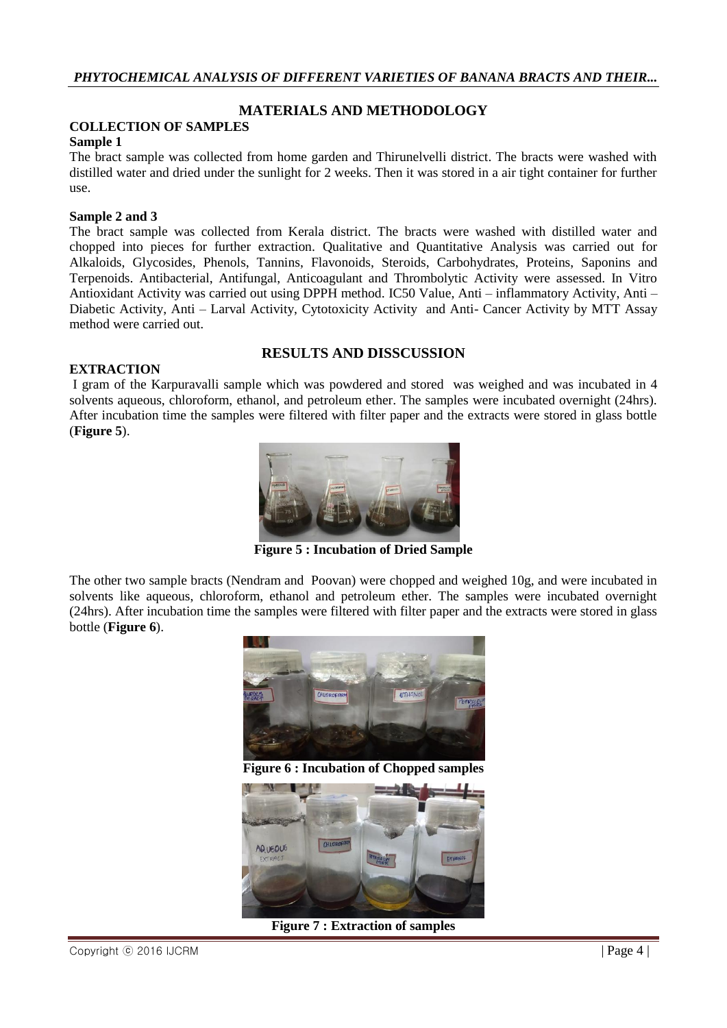## MATERIALS AND METHODOLOGY

### COLLECTION OF SAMPLES

**Sample 1**

The bract sample was collected from home garden and Thirunelvelli district. The bracts were washed with distilled water and dried under the sunlight for 2 weeks. Then it was stored in a air tight container for further use.

**Sample 2 and 3**

The bract sample was collected from Kerala district. The bracts were washed with distilled water and chopped into pieces for further extraction. Qualitative and Quantitative Analysis was carried out for Alkaloids, Glycosides, Phenols, Tannins, Flavonoids, Steroids, Carbohydrates, Proteins, Saponins and Terpenoids. Antibacterial, Antifungal, Anticoagulant and Thrombolytic Activity were assessed. In Vitro Antioxidant Activity was carried out using DPPH method. IC50 Value, Anti – inflammatory Activity, Anti – Diabetic Activity, Anti – Larval Activity, Cytotoxicity Activity and Anti- Cancer Activity by MTT Assay method were carried out.

## RESULTS AND DISSCUSSION

### EXTRACTION

I gram of the Karpuravalli sample which was powdered and stored was weighed and was incubated in 4 solvents aqueous, chloroform, ethanol, and petroleum ether. The samples were incubated overnight (24hrs). After incubation time the samples were filtered with filter paper and the extracts were stored in glass bottle (**Figure 5**).

**Figure 5 : Incubation of Dried Sample**

The other two sample bracts (Nendram and Poovan) were chopped and weighed 10g, and were incubated in solvents like aqueous, chloroform, ethanol and petroleum ether. The samples were incubated overnight (24hrs). After incubation time the samples were filtered with filter paper and the extracts were stored in glass bottle (**Figure 6**).

**Figure 6 : Incubation of Chopped samples**

**Figure 7 : Extraction of samples**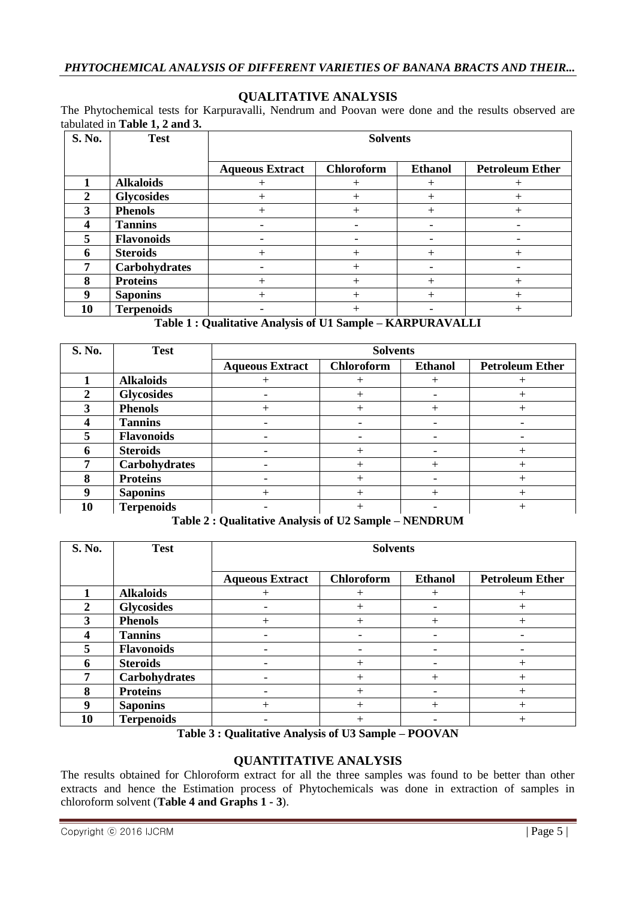## QUALITATIVE ANALYSIS

The Phytochemical tests for Karpuravalli, Nendrum and Poovan were done and the results observed are tabulated in **Table 1, 2 and 3.**

| S. No. | Test | Solvents | | | |
|---|---|---|---|---|---|
| | | Aqueous Extract | Chloroform | Ethanol | Petroleum Ether |
| 1 | Alkaloids | + | + | + | + |
| 2 | Glycosides | + | + | + | + |
| 3 | Phenols | + | + | + | + |
| 4 | Tannins | - | - | - | - |
| 5 | Flavonoids | - | - | - | - |
| 6 | Steroids | + | + | + | + |
| 7 | Carbohydrates | - | + | - | - |
| 8 | Proteins | + | + | + | + |
| 9 | Saponins | + | + | + | + |
| 10 | Terpenoids | - | + | - | + |

**Table 1 : Qualitative Analysis of U1 Sample – KARPURAVALLI**

| S. No. | Test | Solvents | | | |
|---|---|---|---|---|---|
| | | Aqueous Extract | Chloroform | Ethanol | Petroleum Ether |
| 1 | Alkaloids | + | + | + | + |
| 2 | Glycosides | - | + | - | + |
| 3 | Phenols | + | + | + | + |
| 4 | Tannins | - | - | - | - |
| 5 | Flavonoids | - | - | - | - |
| 6 | Steroids | - | + | - | + |
| 7 | Carbohydrates | - | + | + | + |
| 8 | Proteins | - | + | - | + |
| 9 | Saponins | + | + | + | + |
| 10 | Terpenoids | - | + | - | + |

**Table 2 : Qualitative Analysis of U2 Sample – NENDRUM**

| S. No. | Test | Solvents | | | |
|---|---|---|---|---|---|
| | | Aqueous Extract | Chloroform | Ethanol | Petroleum Ether |
| 1 | Alkaloids | + | + | + | + |
| 2 | Glycosides | - | + | - | + |
| 3 | Phenols | + | + | + | + |
| 4 | Tannins | - | - | - | - |
| 5 | Flavonoids | - | - | - | - |
| 6 | Steroids | - | + | - | + |
| 7 | Carbohydrates | - | + | + | + |
| 8 | Proteins | - | + | - | + |
| 9 | Saponins | + | + | + | + |
| 10 | Terpenoids | - | + | - | + |

**Table 3 : Qualitative Analysis of U3 Sample – POOVAN**

## QUANTITATIVE ANALYSIS

The results obtained for Chloroform extract for all the three samples was found to be better than other extracts and hence the Estimation process of Phytochemicals was done in extraction of samples in chloroform solvent (**Table 4 and Graphs 1 - 3**).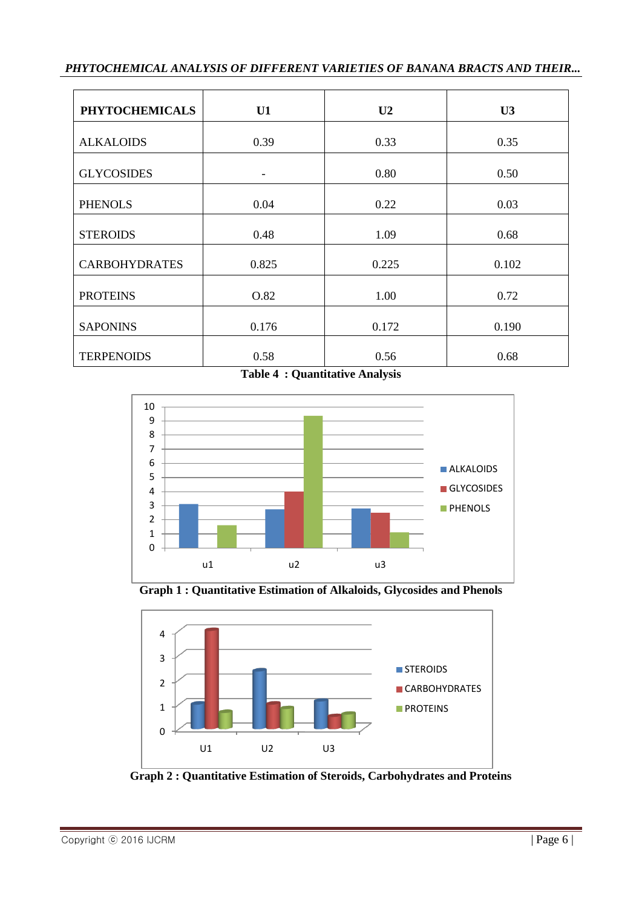| PHYTOCHEMICALS | U1 | U2 | U3 |
|---|---|---|---|
| ALKALOIDS | 0.39 | 0.33 | 0.35 |
| GLYCOSIDES | - | 0.80 | 0.50 |
| PHENOLS | 0.04 | 0.22 | 0.03 |
| STEROIDS | 0.48 | 1.09 | 0.68 |
| CARBOHYDRATES | 0.825 | 0.225 | 0.102 |
| PROTEINS | O.82 | 1.00 | 0.72 |
| SAPONINS | 0.176 | 0.172 | 0.190 |
| TERPENOIDS | 0.58 | 0.56 | 0.68 |

**Table 4 : Quantitative Analysis**

**Graph 1 : Quantitative Estimation of Alkaloids, Glycosides and Phenols**

**Graph 2 : Quantitative Estimation of Steroids, Carbohydrates and Proteins**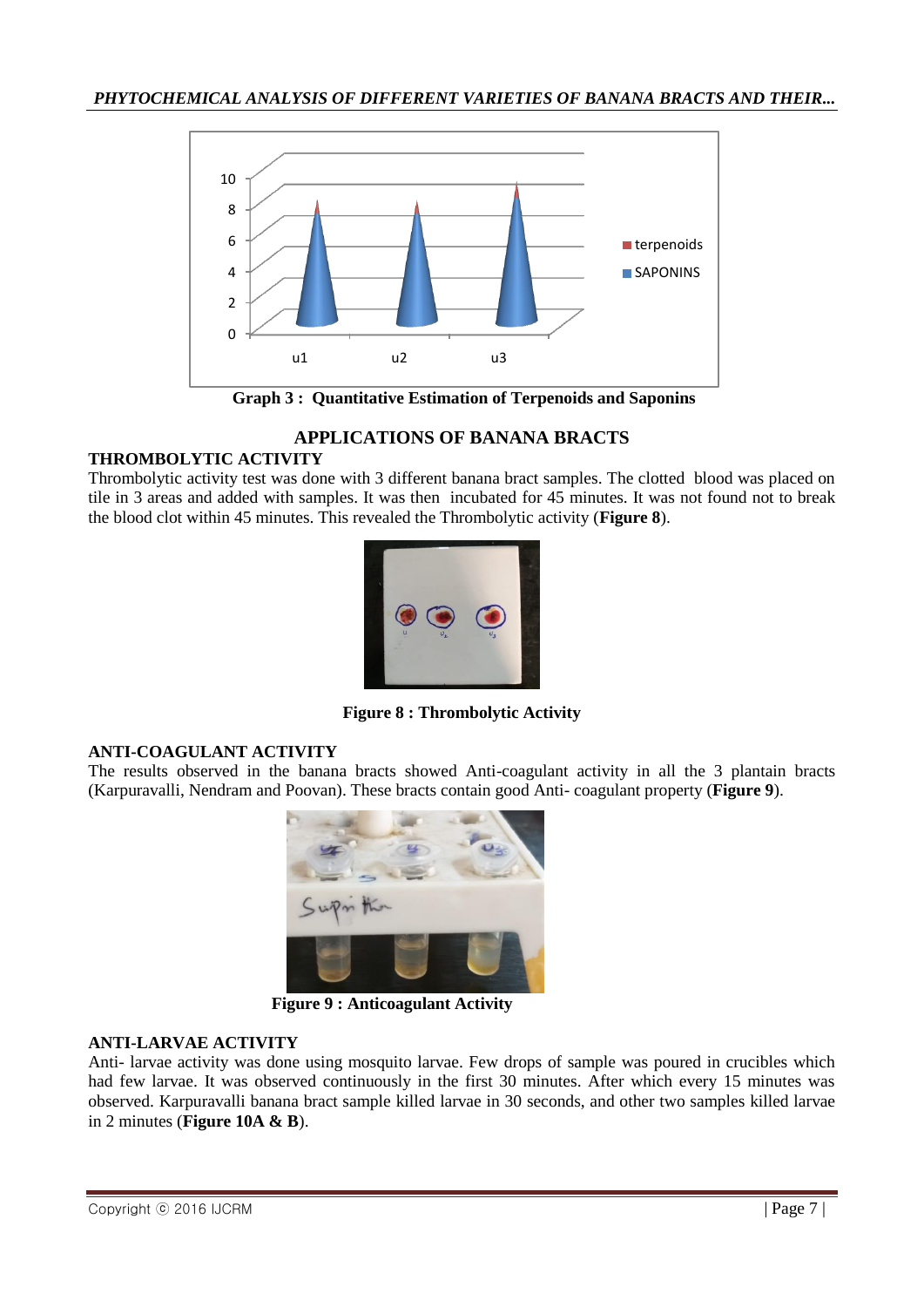Graph 3 : Quantitative Estimation of Terpenoids and Saponins

## APPLICATIONS OF BANANA BRACTS

### THROMBOLYTIC ACTIVITY

Thrombolytic activity test was done with 3 different banana bract samples. The clotted blood was placed on tile in 3 areas and added with samples. It was then incubated for 45 minutes. It was not found not to break the blood clot within 45 minutes. This revealed the Thrombolytic activity (**Figure 8**).

**Figure 8 : Thrombolytic Activity**

### ANTI-COAGULANT ACTIVITY

The results observed in the banana bracts showed Anti-coagulant activity in all the 3 plantain bracts (Karpuravalli, Nendram and Poovan). These bracts contain good Anti- coagulant property (**Figure 9**).

**Figure 9 : Anticoagulant Activity**

### ANTI-LARVAE ACTIVITY

Anti- larvae activity was done using mosquito larvae. Few drops of sample was poured in crucibles which had few larvae. It was observed continuously in the first 30 minutes. After which every 15 minutes was observed. Karpuravalli banana bract sample killed larvae in 30 seconds, and other two samples killed larvae in 2 minutes (**Figure 10A & B**).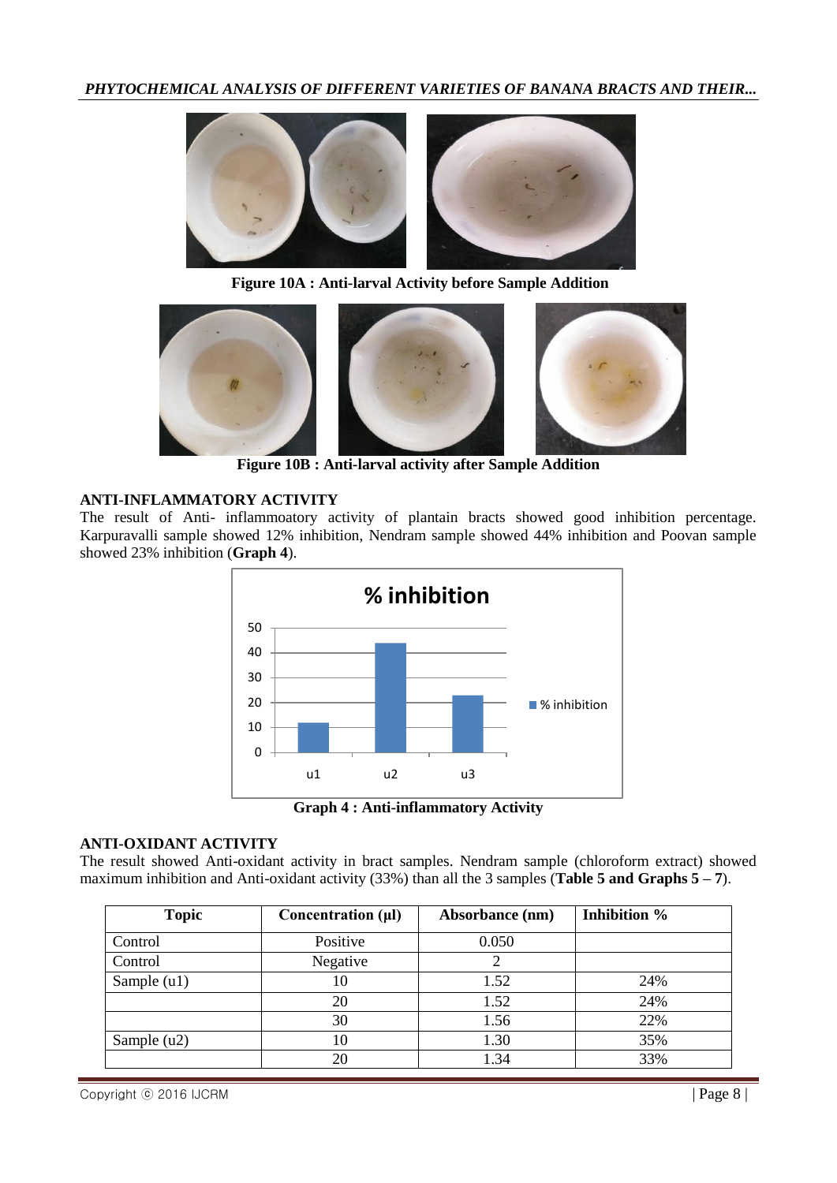Figure 10A : Anti-larval Activity before Sample Addition

Figure 10B : Anti-larval activity after Sample Addition

## ANTI-INFLAMMATORY ACTIVITY

The result of Anti- inflammoatory activity of plantain bracts showed good inhibition percentage. Karpuravalli sample showed 12% inhibition, Nendram sample showed 44% inhibition and Poovan sample showed 23% inhibition (**Graph 4**).

**Graph 4 : Anti-inflammatory Activity**

## ANTI-OXIDANT ACTIVITY

The result showed Anti-oxidant activity in bract samples. Nendram sample (chloroform extract) showed maximum inhibition and Anti-oxidant activity (33%) than all the 3 samples (**Table 5 and Graphs 5 – 7**).

| Topic | Concentration (µl) | Absorbance (nm) | Inhibition % |
|---|---|---|---|
| Control | Positive | 0.050 | |
| Control | Negative | 2 | |
| Sample (u1) | 10 | 1.52 | 24% |
| | 20 | 1.52 | 24% |
| | 30 | 1.56 | 22% |
| Sample (u2) | 10 | 1.30 | 35% |
| | 20 | 1.34 | 33% |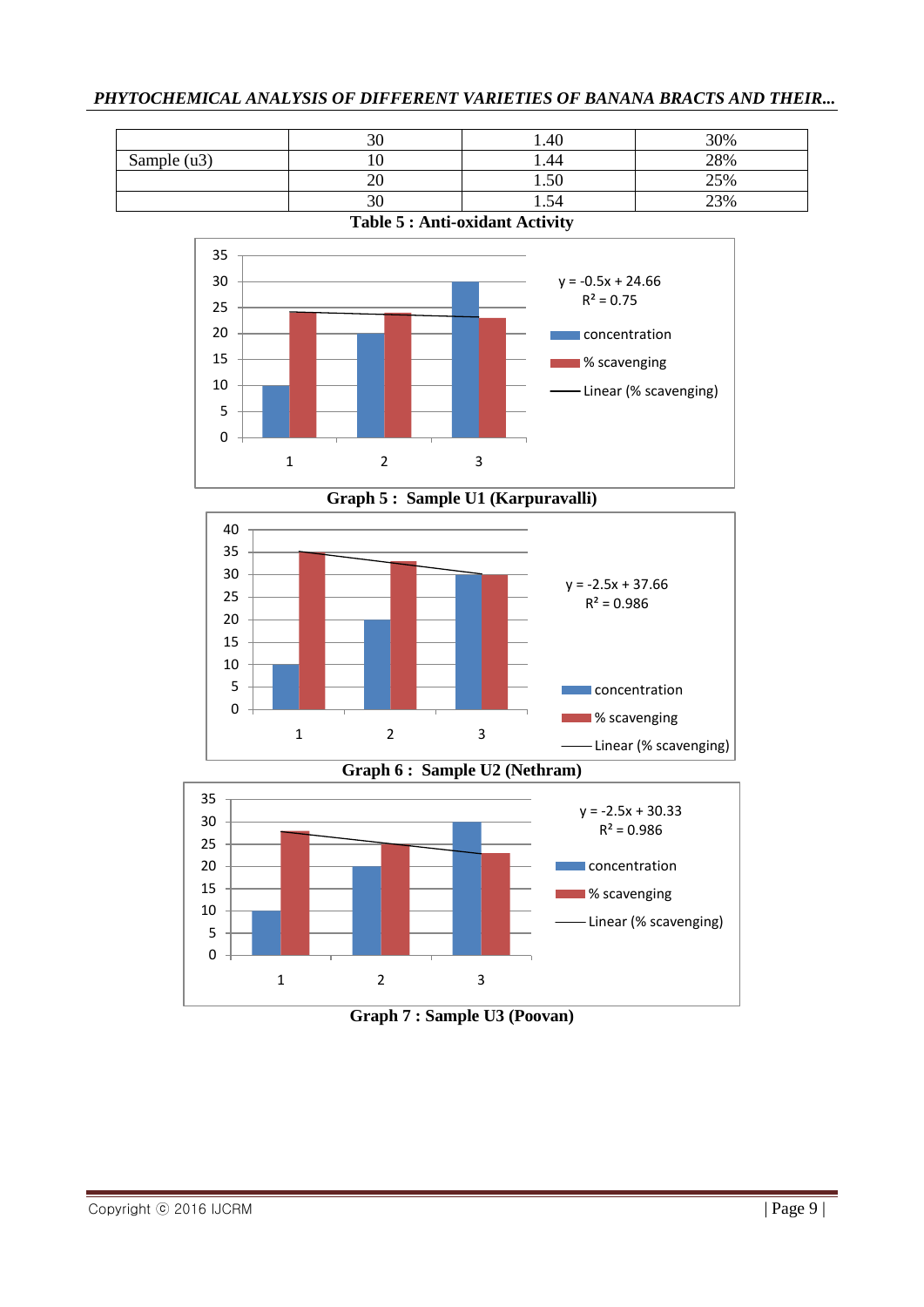|  | 30 | 1.40 | 30% |
|---|---|---|---|
| Sample (u3) | 10 | 1.44 | 28% |
|  | 20 | 1.50 | 25% |
|  | 30 | 1.54 | 23% |

**Table 5 : Anti-oxidant Activity**

**Graph 5 : Sample U1 (Karpuravalli)**

**Graph 6 : Sample U2 (Nethram)**

**Graph 7 : Sample U3 (Poovan)**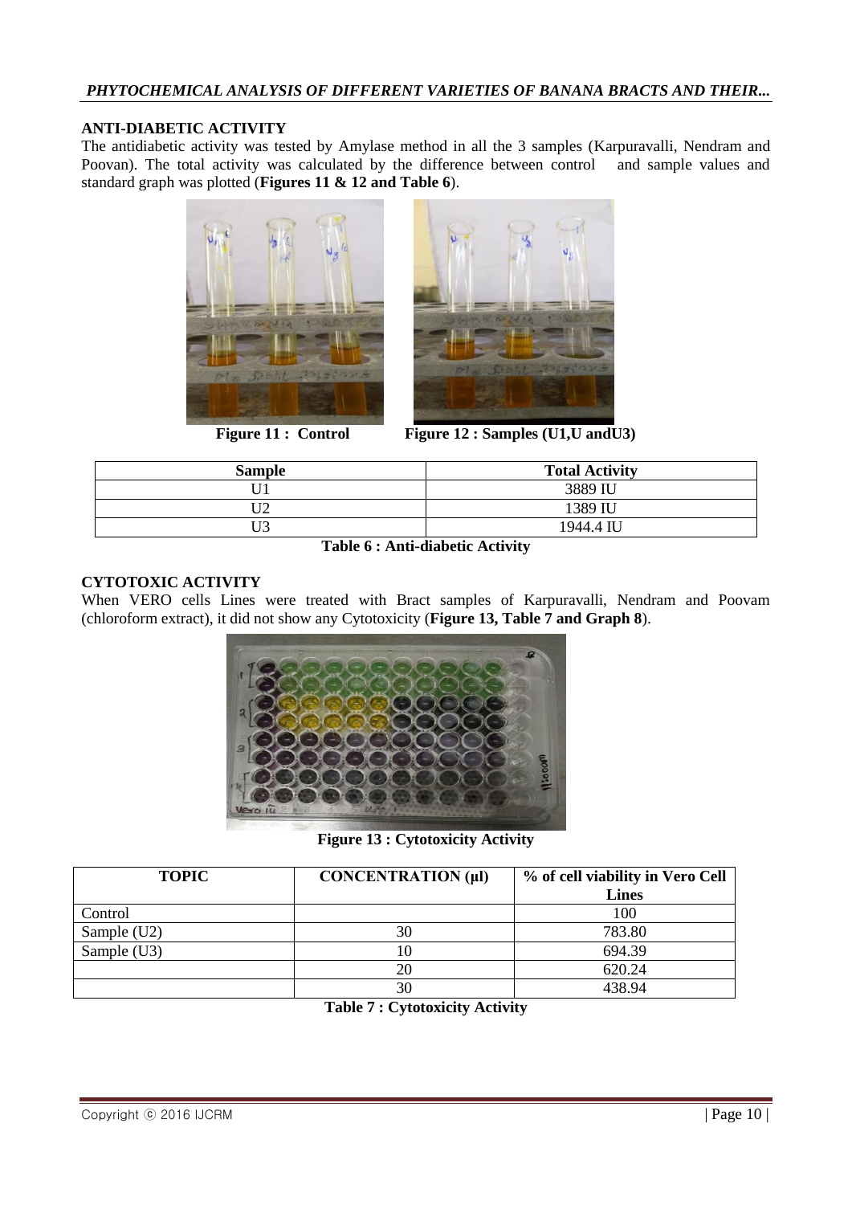## ANTI-DIABETIC ACTIVITY

The antidiabetic activity was tested by Amylase method in all the 3 samples (Karpuravalli, Nendram and Poovan). The total activity was calculated by the difference between control and sample values and standard graph was plotted (**Figures 11 & 12 and Table 6**).

**Figure 11 : Control** **Figure 12 : Samples (U1,U andU3)**

| Sample | Total Activity |
|---|---|
| U1 | 3889 IU |
| U2 | 1389 IU |
| U3 | 1944.4 IU |

**Table 6 : Anti-diabetic Activity**

## CYTOTOXIC ACTIVITY

When VERO cells Lines were treated with Bract samples of Karpuravalli, Nendram and Poovam (chloroform extract), it did not show any Cytotoxicity (**Figure 13, Table 7 and Graph 8**).

**Figure 13 : Cytotoxicity Activity**

| TOPIC | CONCENTRATION (µl) | % of cell viability in Vero Cell Lines |
|---|---|---|
| Control | | 100 |
| Sample (U2) | 30 | 783.80 |
| Sample (U3) | 10 | 694.39 |
| | 20 | 620.24 |
| | 30 | 438.94 |

**Table 7 : Cytotoxicity Activity**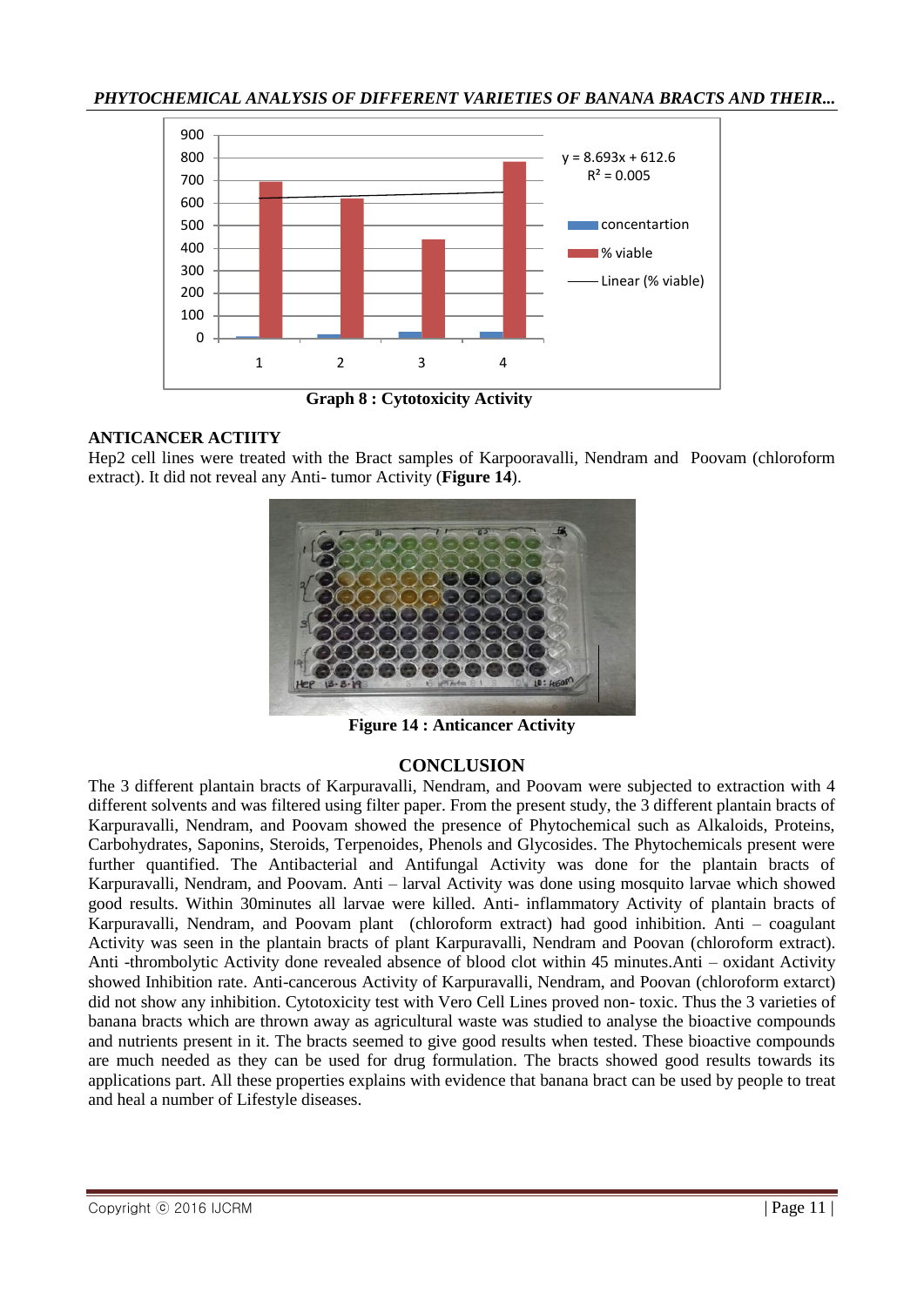Graph 8 : Cytotoxicity Activity

**ANTICANCER ACTIITY**

Hep2 cell lines were treated with the Bract samples of Karpooravalli, Nendram and Poovam (chloroform extract). It did not reveal any Anti- tumor Activity (**Figure 14**).

**Figure 14 : Anticancer Activity**

## CONCLUSION

The 3 different plantain bracts of Karpuravalli, Nendram, and Poovam were subjected to extraction with 4 different solvents and was filtered using filter paper. From the present study, the 3 different plantain bracts of Karpuravalli, Nendram, and Poovam showed the presence of Phytochemical such as Alkaloids, Proteins, Carbohydrates, Saponins, Steroids, Terpenoides, Phenols and Glycosides. The Phytochemicals present were further quantified. The Antibacterial and Antifungal Activity was done for the plantain bracts of Karpuravalli, Nendram, and Poovam. Anti – larval Activity was done using mosquito larvae which showed good results. Within 30minutes all larvae were killed. Anti- inflammatory Activity of plantain bracts of Karpuravalli, Nendram, and Poovam plant (chloroform extract) had good inhibition. Anti – coagulant Activity was seen in the plantain bracts of plant Karpuravalli, Nendram and Poovan (chloroform extract). Anti -thrombolytic Activity done revealed absence of blood clot within 45 minutes.Anti – oxidant Activity showed Inhibition rate. Anti-cancerous Activity of Karpuravalli, Nendram, and Poovan (chloroform extarct) did not show any inhibition. Cytotoxicity test with Vero Cell Lines proved non- toxic. Thus the 3 varieties of banana bracts which are thrown away as agricultural waste was studied to analyse the bioactive compounds and nutrients present in it. The bracts seemed to give good results when tested. These bioactive compounds are much needed as they can be used for drug formulation. The bracts showed good results towards its applications part. All these properties explains with evidence that banana bract can be used by people to treat and heal a number of Lifestyle diseases.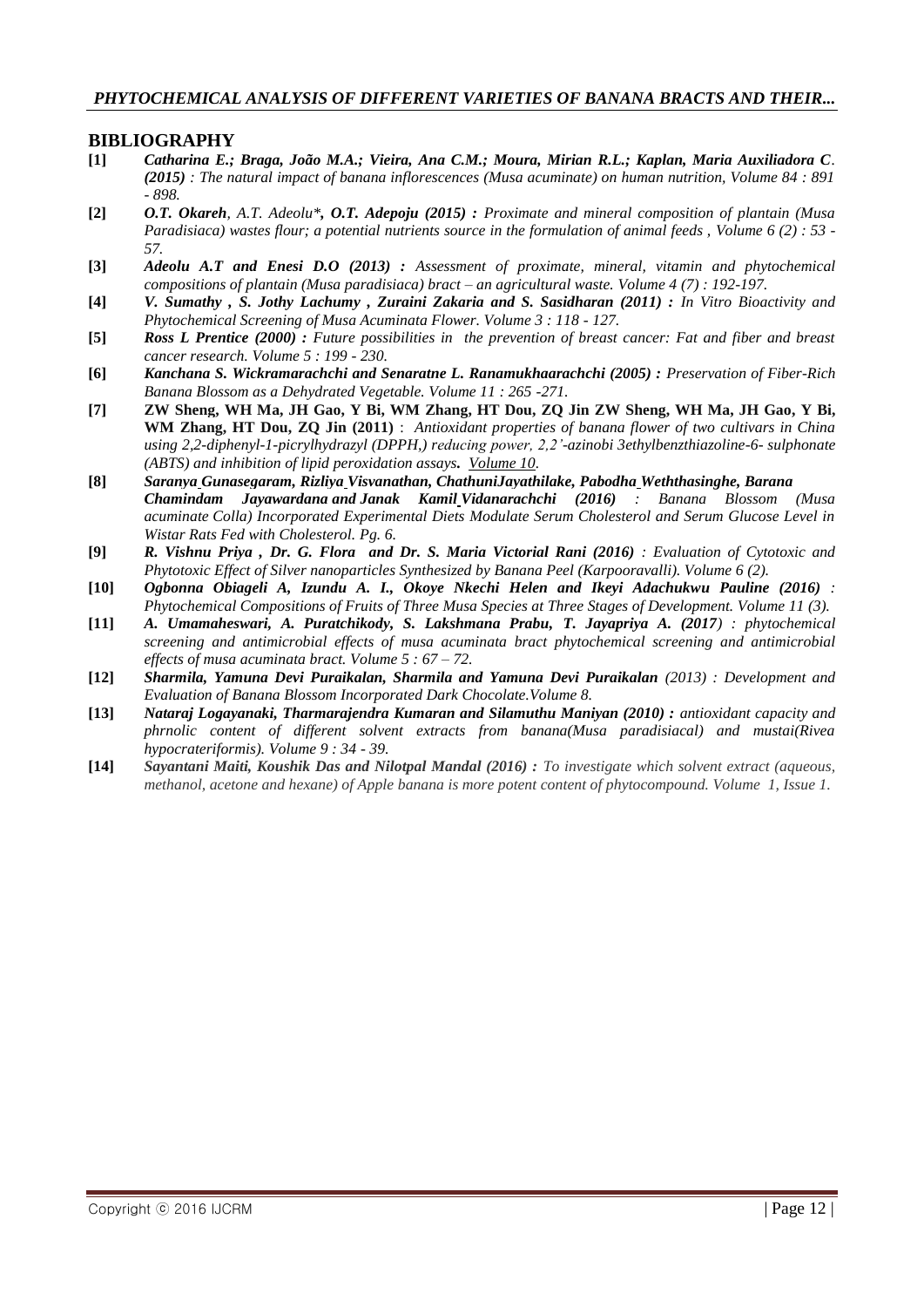## BIBLIOGRAPHY

[1] ***Catharina E.; Braga, João M.A.; Vieira, Ana C.M.; Moura, Mirian R.L.; Kaplan, Maria Auxiliadora C. (2015)*** *: The natural impact of banana inflorescences (Musa acuminate) on human nutrition, Volume 84 : 891 - 898.*

[2] ***O.T. Okareh****, A.T. Adeolu\**, ***O.T. Adepoju (2015) :*** *Proximate and mineral composition of plantain (Musa Paradisiaca) wastes flour; a potential nutrients source in the formulation of animal feeds , Volume 6 (2) : 53 - 57.*

[3] ***Adeolu A.T and Enesi D.O (2013) :*** *Assessment of proximate, mineral, vitamin and phytochemical compositions of plantain (Musa paradisiaca) bract – an agricultural waste. Volume 4 (7) : 192-197.*

[4] ***V. Sumathy , S. Jothy Lachumy , Zuraini Zakaria and S. Sasidharan (2011) :*** *In Vitro Bioactivity and Phytochemical Screening of Musa Acuminata Flower. Volume 3 : 118 - 127.*

[5] ***Ross L Prentice (2000) :*** *Future possibilities in the prevention of breast cancer: Fat and fiber and breast cancer research. Volume 5 : 199 - 230.*

[6] ***Kanchana S. Wickramarachchi and Senaratne L. Ranamukhaarachchi (2005) :*** *Preservation of Fiber-Rich Banana Blossom as a Dehydrated Vegetable. Volume 11 : 265 -271.*

[7] **ZW Sheng, WH Ma, JH Gao, Y Bi, WM Zhang, HT Dou, ZQ Jin ZW Sheng, WH Ma, JH Gao, Y Bi, WM Zhang, HT Dou, ZQ Jin (2011)** : *Antioxidant properties of banana flower of two cultivars in China using 2,2-diphenyl-1-picrylhydrazyl (DPPH,) reducing power, 2,2'-azinobi 3ethylbenzthiazoline-6- sulphonate (ABTS) and inhibition of lipid peroxidation assays***.** *Volume 10.*

[8] ***Saranya Gunasegaram, Rizliya Visvanathan, ChathuniJayathilake, Pabodha Weththasinghe, Barana Chamindam Jayawardana and Janak Kamil Vidanarachchi (2016)*** *: Banana Blossom (Musa acuminate Colla) Incorporated Experimental Diets Modulate Serum Cholesterol and Serum Glucose Level in Wistar Rats Fed with Cholesterol. Pg. 6.*

[9] ***R. Vishnu Priya , Dr. G. Flora and Dr. S. Maria Victorial Rani (2016)*** *: Evaluation of Cytotoxic and Phytotoxic Effect of Silver nanoparticles Synthesized by Banana Peel (Karpooravalli). Volume 6 (2).*

[10] ***Ogbonna Obiageli A, Izundu A. I., Okoye Nkechi Helen and Ikeyi Adachukwu Pauline (2016)*** *: Phytochemical Compositions of Fruits of Three Musa Species at Three Stages of Development. Volume 11 (3).*

[11] ***A. Umamaheswari, A. Puratchikody, S. Lakshmana Prabu, T. Jayapriya A. (2017****) : phytochemical screening and antimicrobial effects of musa acuminata bract phytochemical screening and antimicrobial effects of musa acuminata bract. Volume 5 : 67 – 72.*

[12] ***Sharmila, Yamuna Devi Puraikalan, Sharmila and Yamuna Devi Puraikalan*** *(2013) : Development and Evaluation of Banana Blossom Incorporated Dark Chocolate.Volume 8.*

[13] ***Nataraj Logayanaki, Tharmarajendra Kumaran and Silamuthu Maniyan (2010) :*** *antioxidant capacity and phrnolic content of different solvent extracts from banana(Musa paradisiacal) and mustai(Rivea hypocrateriformis). Volume 9 : 34 - 39.*

[14] ***Sayantani Maiti, Koushik Das and Nilotpal Mandal (2016) :*** *To investigate which solvent extract (aqueous, methanol, acetone and hexane) of Apple banana is more potent content of phytocompound. Volume 1, Issue 1.*